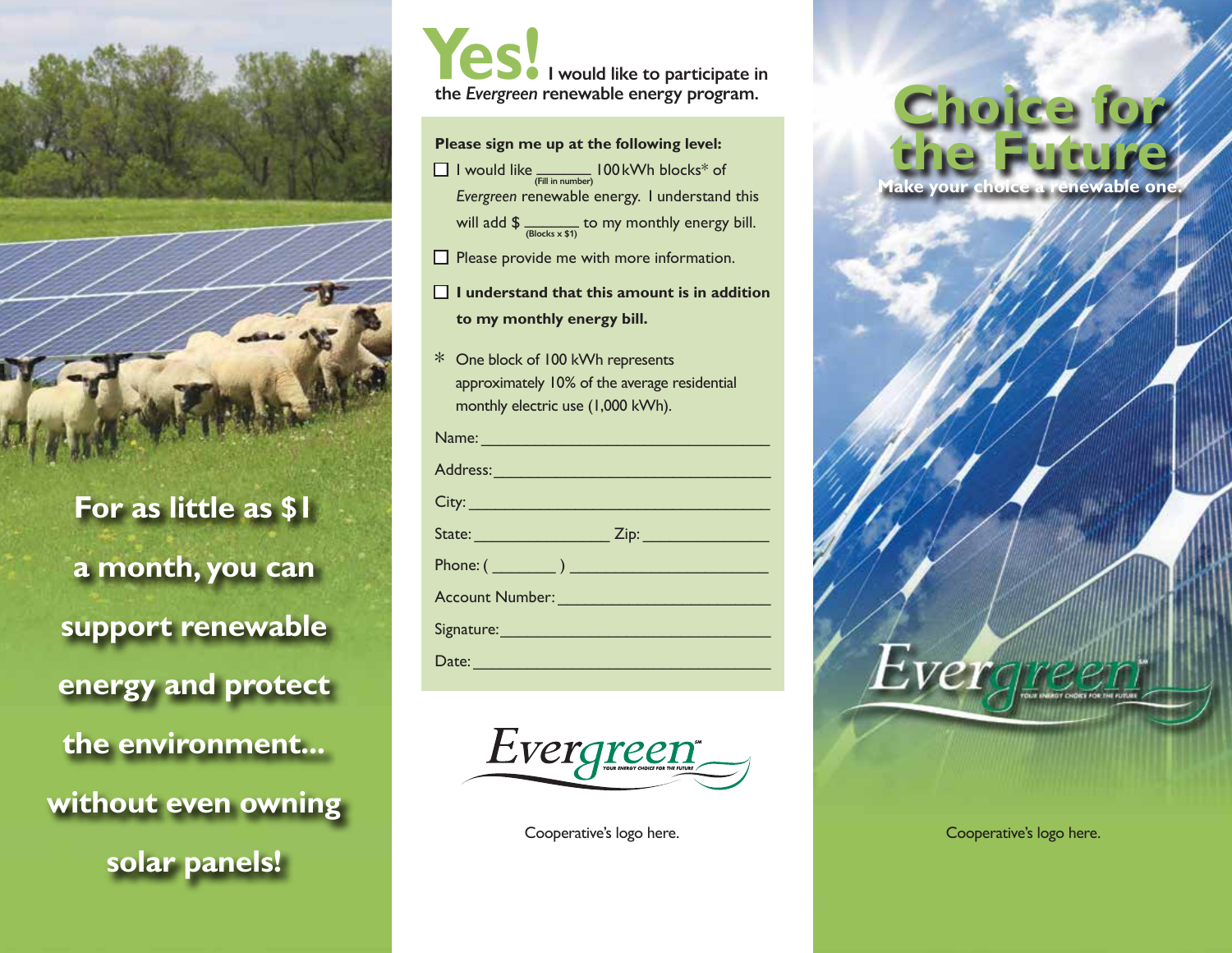**For as little as $1 a month, you can support renewable energy and protect the environment... without even owning solar panels!**

# Yes! I would like to participate in the *Evergreen* renewable energy program.

**Please sign me up at the following level:**

- ☐ I would like _______ (Fill in number) 100 kWh blocks* of *Evergreen* renewable energy. I understand this will add $ _______ (Blocks x $1) to my monthly energy bill.
- ☐ Please provide me with more information.
- ☐ **I understand that this amount is in addition to my monthly energy bill.**

* One block of 100 kWh represents approximately 10% of the average residential monthly electric use (1,000 kWh).

Name: ______________________________

Address: ______________________________

City: ______________________________

State: _______________ Zip: _______________

Phone: ( _______ ) ______________________

Account Number: ______________________

Signature: ______________________________

Date: ______________________________

Evergreen℠ YOUR ENERGY CHOICE FOR THE FUTURE

Cooperative's logo here.

# Choice for the Future

**Make your choice a renewable one.**

Evergreen℠ YOUR ENERGY CHOICE FOR THE FUTURE

Cooperative's logo here.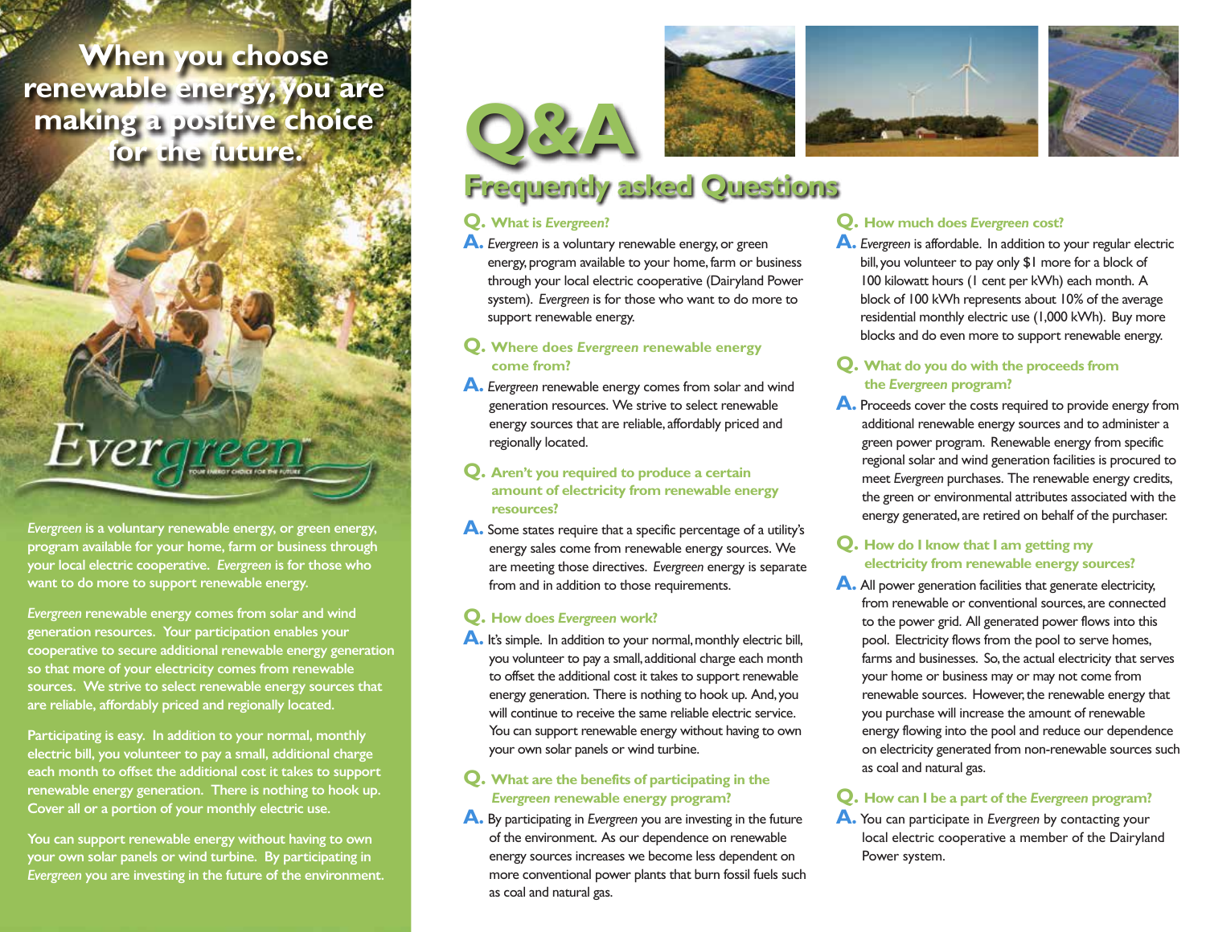# When you choose renewable energy, you are making a positive choice for the future.

Evergreen
YOUR ENERGY CHOICE FOR THE FUTURE

*Evergreen* is a voluntary renewable energy, or green energy, program available for your home, farm or business through your local electric cooperative. *Evergreen* is for those who want to do more to support renewable energy.

*Evergreen* renewable energy comes from solar and wind generation resources. Your participation enables your cooperative to secure additional renewable energy generation so that more of your electricity comes from renewable sources. We strive to select renewable energy sources that are reliable, affordably priced and regionally located.

Participating is easy. In addition to your normal, monthly electric bill, you volunteer to pay a small, additional charge each month to offset the additional cost it takes to support renewable energy generation. There is nothing to hook up. Cover all or a portion of your monthly electric use.

You can support renewable energy without having to own your own solar panels or wind turbine. By participating in *Evergreen* you are investing in the future of the environment.

# Q&A

## Frequently asked Questions

**Q. What is *Evergreen*?**

**A.** *Evergreen* is a voluntary renewable energy, or green energy, program available to your home, farm or business through your local electric cooperative (Dairyland Power system). *Evergreen* is for those who want to do more to support renewable energy.

**Q. Where does *Evergreen* renewable energy come from?**

**A.** *Evergreen* renewable energy comes from solar and wind generation resources. We strive to select renewable energy sources that are reliable, affordably priced and regionally located.

**Q. Aren't you required to produce a certain amount of electricity from renewable energy resources?**

**A.** Some states require that a specific percentage of a utility's energy sales come from renewable energy sources. We are meeting those directives. *Evergreen* energy is separate from and in addition to those requirements.

**Q. How does *Evergreen* work?**

**A.** It's simple. In addition to your normal, monthly electric bill, you volunteer to pay a small, additional charge each month to offset the additional cost it takes to support renewable energy generation. There is nothing to hook up. And, you will continue to receive the same reliable electric service. You can support renewable energy without having to own your own solar panels or wind turbine.

**Q. What are the benefits of participating in the *Evergreen* renewable energy program?**

**A.** By participating in *Evergreen* you are investing in the future of the environment. As our dependence on renewable energy sources increases we become less dependent on more conventional power plants that burn fossil fuels such as coal and natural gas.

**Q. How much does *Evergreen* cost?**

**A.** *Evergreen* is affordable. In addition to your regular electric bill, you volunteer to pay only $1 more for a block of 100 kilowatt hours (1 cent per kWh) each month. A block of 100 kWh represents about 10% of the average residential monthly electric use (1,000 kWh). Buy more blocks and do even more to support renewable energy.

**Q. What do you do with the proceeds from the *Evergreen* program?**

**A.** Proceeds cover the costs required to provide energy from additional renewable energy sources and to administer a green power program. Renewable energy from specific regional solar and wind generation facilities is procured to meet *Evergreen* purchases. The renewable energy credits, the green or environmental attributes associated with the energy generated, are retired on behalf of the purchaser.

**Q. How do I know that I am getting my electricity from renewable energy sources?**

**A.** All power generation facilities that generate electricity, from renewable or conventional sources, are connected to the power grid. All generated power flows into this pool. Electricity flows from the pool to serve homes, farms and businesses. So, the actual electricity that serves your home or business may or may not come from renewable sources. However, the renewable energy that you purchase will increase the amount of renewable energy flowing into the pool and reduce our dependence on electricity generated from non-renewable sources such as coal and natural gas.

**Q. How can I be a part of the *Evergreen* program?**

**A.** You can participate in *Evergreen* by contacting your local electric cooperative a member of the Dairyland Power system.